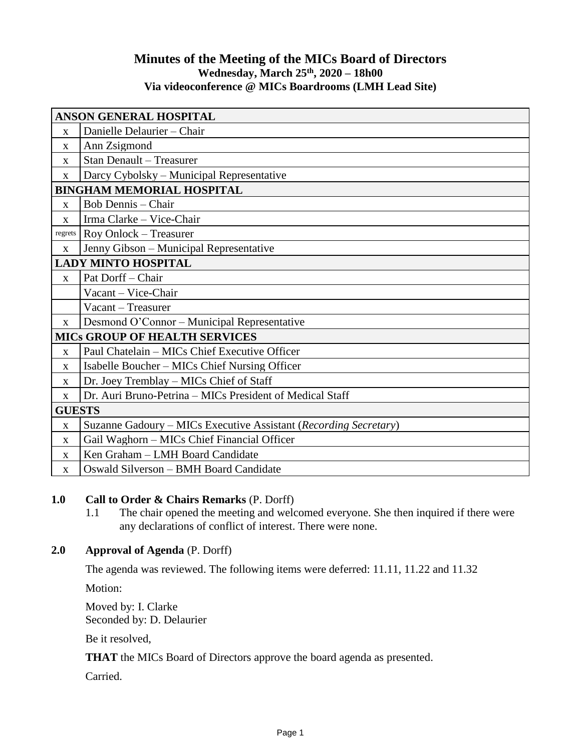# Minutes of the Meeting of the MICs Board of Directors

**Wednesday, March 25th, 2020 – 18h00**

**Via videoconference @ MICs Boardrooms (LMH Lead Site)**

| **ANSON GENERAL HOSPITAL** | |
|---|---|
| x | Danielle Delaurier – Chair |
| x | Ann Zsigmond |
| x | Stan Denault – Treasurer |
| x | Darcy Cybolsky – Municipal Representative |
| **BINGHAM MEMORIAL HOSPITAL** | |
| x | Bob Dennis – Chair |
| x | Irma Clarke – Vice-Chair |
| regrets | Roy Onlock – Treasurer |
| x | Jenny Gibson – Municipal Representative |
| **LADY MINTO HOSPITAL** | |
| x | Pat Dorff – Chair |
| | Vacant – Vice-Chair |
| | Vacant – Treasurer |
| x | Desmond O'Connor – Municipal Representative |
| **MICs GROUP OF HEALTH SERVICES** | |
| x | Paul Chatelain – MICs Chief Executive Officer |
| x | Isabelle Boucher – MICs Chief Nursing Officer |
| x | Dr. Joey Tremblay – MICs Chief of Staff |
| x | Dr. Auri Bruno-Petrina – MICs President of Medical Staff |
| **GUESTS** | |
| x | Suzanne Gadoury – MICs Executive Assistant (*Recording Secretary*) |
| x | Gail Waghorn – MICs Chief Financial Officer |
| x | Ken Graham – LMH Board Candidate |
| x | Oswald Silverson – BMH Board Candidate |

**1.0 Call to Order & Chairs Remarks** (P. Dorff)

1.1 The chair opened the meeting and welcomed everyone. She then inquired if there were any declarations of conflict of interest. There were none.

**2.0 Approval of Agenda** (P. Dorff)

The agenda was reviewed. The following items were deferred: 11.11, 11.22 and 11.32

Motion:

Moved by: I. Clarke
Seconded by: D. Delaurier

Be it resolved,

**THAT** the MICs Board of Directors approve the board agenda as presented.

Carried.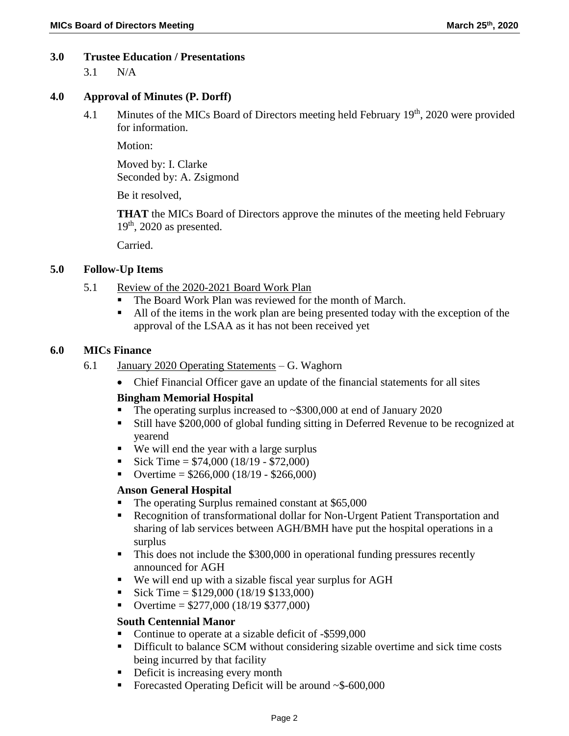## 3.0 Trustee Education / Presentations

3.1 N/A

## 4.0 Approval of Minutes (P. Dorff)

4.1 Minutes of the MICs Board of Directors meeting held February 19th, 2020 were provided for information.

Motion:

Moved by: I. Clarke
Seconded by: A. Zsigmond

Be it resolved,

**THAT** the MICs Board of Directors approve the minutes of the meeting held February 19th, 2020 as presented.

Carried.

## 5.0 Follow-Up Items

5.1 Review of the 2020-2021 Board Work Plan

- The Board Work Plan was reviewed for the month of March.
- All of the items in the work plan are being presented today with the exception of the approval of the LSAA as it has not been received yet

## 6.0 MICs Finance

6.1 January 2020 Operating Statements – G. Waghorn

- Chief Financial Officer gave an update of the financial statements for all sites

**Bingham Memorial Hospital**

- The operating surplus increased to ~$300,000 at end of January 2020
- Still have $200,000 of global funding sitting in Deferred Revenue to be recognized at yearend
- We will end the year with a large surplus
- Sick Time = $74,000 (18/19 - $72,000)
- Overtime = $266,000 (18/19 - $266,000)

**Anson General Hospital**

- The operating Surplus remained constant at $65,000
- Recognition of transformational dollar for Non-Urgent Patient Transportation and sharing of lab services between AGH/BMH have put the hospital operations in a surplus
- This does not include the $300,000 in operational funding pressures recently announced for AGH
- We will end up with a sizable fiscal year surplus for AGH
- Sick Time = $129,000 (18/19 $133,000)
- Overtime = $277,000 (18/19 $377,000)

**South Centennial Manor**

- Continue to operate at a sizable deficit of -$599,000
- Difficult to balance SCM without considering sizable overtime and sick time costs being incurred by that facility
- Deficit is increasing every month
- Forecasted Operating Deficit will be around ~$-600,000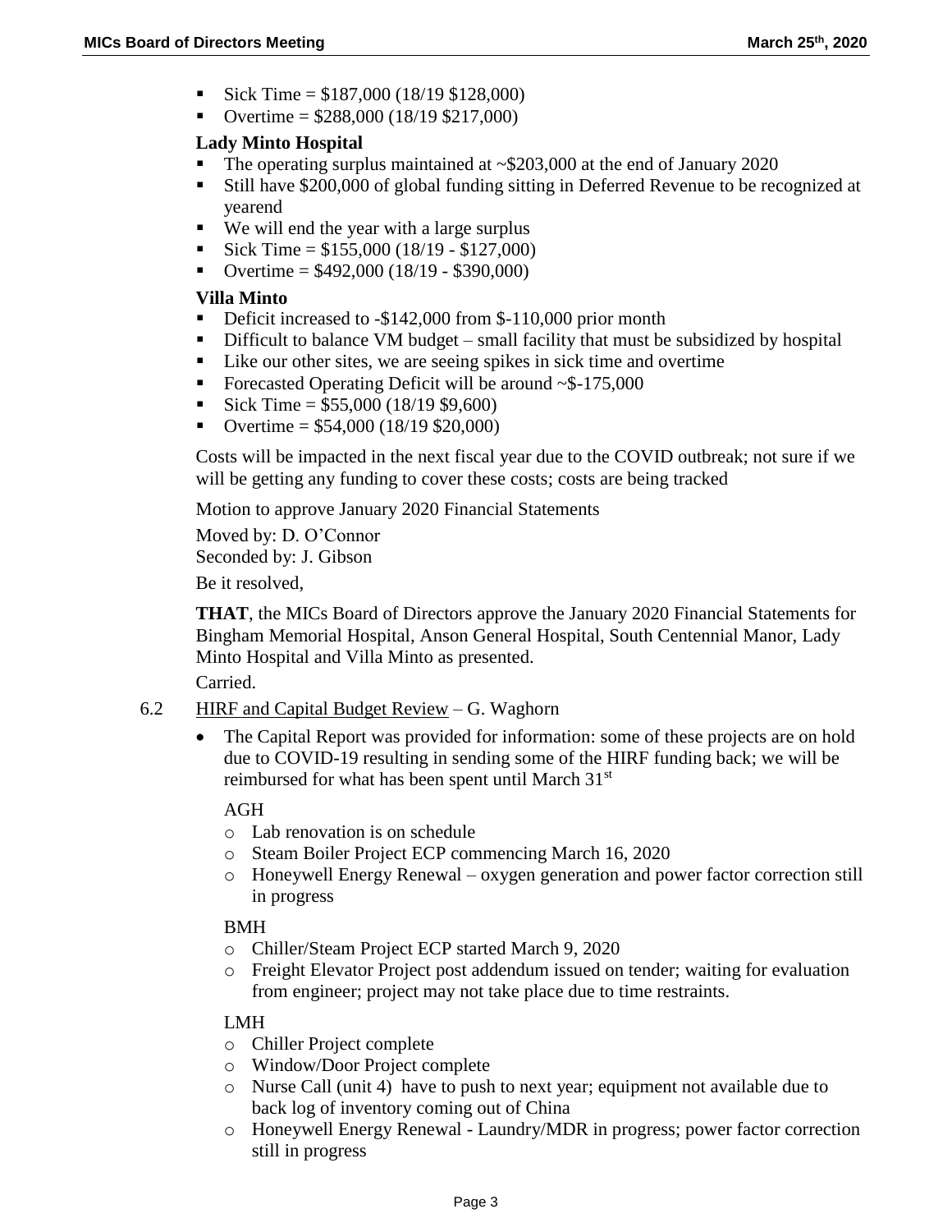- Sick Time = $187,000 (18/19 $128,000)
- Overtime = $288,000 (18/19 $217,000)

**Lady Minto Hospital**

- The operating surplus maintained at ~$203,000 at the end of January 2020
- Still have $200,000 of global funding sitting in Deferred Revenue to be recognized at yearend
- We will end the year with a large surplus
- Sick Time = $155,000 (18/19 - $127,000)
- Overtime = $492,000 (18/19 - $390,000)

**Villa Minto**

- Deficit increased to -$142,000 from $-110,000 prior month
- Difficult to balance VM budget – small facility that must be subsidized by hospital
- Like our other sites, we are seeing spikes in sick time and overtime
- Forecasted Operating Deficit will be around ~$-175,000
- Sick Time = $55,000 (18/19 $9,600)
- Overtime = $54,000 (18/19 $20,000)

Costs will be impacted in the next fiscal year due to the COVID outbreak; not sure if we will be getting any funding to cover these costs; costs are being tracked

Motion to approve January 2020 Financial Statements

Moved by: D. O'Connor
Seconded by: J. Gibson

Be it resolved,

**THAT**, the MICs Board of Directors approve the January 2020 Financial Statements for Bingham Memorial Hospital, Anson General Hospital, South Centennial Manor, Lady Minto Hospital and Villa Minto as presented.

Carried.

6.2 HIRF and Capital Budget Review – G. Waghorn

- The Capital Report was provided for information: some of these projects are on hold due to COVID-19 resulting in sending some of the HIRF funding back; we will be reimbursed for what has been spent until March 31st

  AGH
  - Lab renovation is on schedule
  - Steam Boiler Project ECP commencing March 16, 2020
  - Honeywell Energy Renewal – oxygen generation and power factor correction still in progress

  BMH
  - Chiller/Steam Project ECP started March 9, 2020
  - Freight Elevator Project post addendum issued on tender; waiting for evaluation from engineer; project may not take place due to time restraints.

  LMH
  - Chiller Project complete
  - Window/Door Project complete
  - Nurse Call (unit 4) have to push to next year; equipment not available due to back log of inventory coming out of China
  - Honeywell Energy Renewal - Laundry/MDR in progress; power factor correction still in progress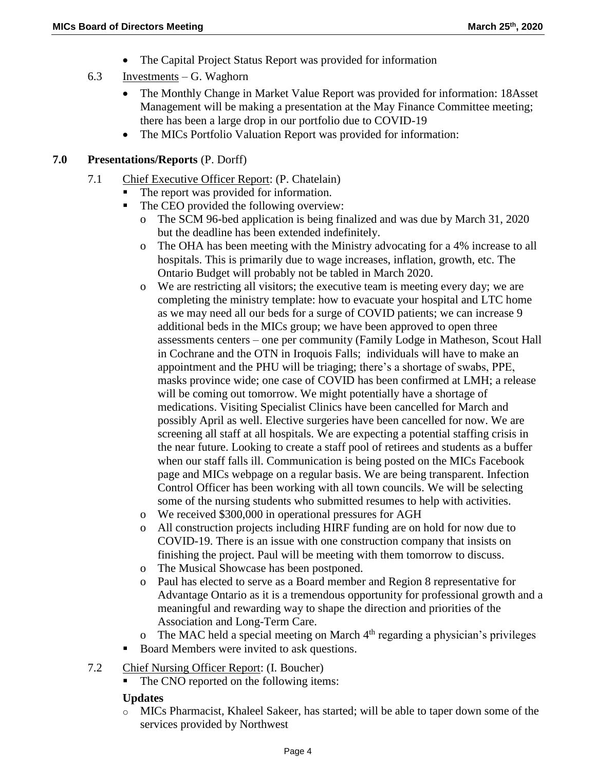- The Capital Project Status Report was provided for information

6.3 Investments – G. Waghorn

- The Monthly Change in Market Value Report was provided for information: 18Asset Management will be making a presentation at the May Finance Committee meeting; there has been a large drop in our portfolio due to COVID-19
- The MICs Portfolio Valuation Report was provided for information:

**7.0 Presentations/Reports** (P. Dorff)

7.1 Chief Executive Officer Report: (P. Chatelain)

- The report was provided for information.
- The CEO provided the following overview:
  - The SCM 96-bed application is being finalized and was due by March 31, 2020 but the deadline has been extended indefinitely.
  - The OHA has been meeting with the Ministry advocating for a 4% increase to all hospitals. This is primarily due to wage increases, inflation, growth, etc. The Ontario Budget will probably not be tabled in March 2020.
  - We are restricting all visitors; the executive team is meeting every day; we are completing the ministry template: how to evacuate your hospital and LTC home as we may need all our beds for a surge of COVID patients; we can increase 9 additional beds in the MICs group; we have been approved to open three assessments centers – one per community (Family Lodge in Matheson, Scout Hall in Cochrane and the OTN in Iroquois Falls; individuals will have to make an appointment and the PHU will be triaging; there's a shortage of swabs, PPE, masks province wide; one case of COVID has been confirmed at LMH; a release will be coming out tomorrow. We might potentially have a shortage of medications. Visiting Specialist Clinics have been cancelled for March and possibly April as well. Elective surgeries have been cancelled for now. We are screening all staff at all hospitals. We are expecting a potential staffing crisis in the near future. Looking to create a staff pool of retirees and students as a buffer when our staff falls ill. Communication is being posted on the MICs Facebook page and MICs webpage on a regular basis. We are being transparent. Infection Control Officer has been working with all town councils. We will be selecting some of the nursing students who submitted resumes to help with activities.
  - We received $300,000 in operational pressures for AGH
  - All construction projects including HIRF funding are on hold for now due to COVID-19. There is an issue with one construction company that insists on finishing the project. Paul will be meeting with them tomorrow to discuss.
  - The Musical Showcase has been postponed.
  - Paul has elected to serve as a Board member and Region 8 representative for Advantage Ontario as it is a tremendous opportunity for professional growth and a meaningful and rewarding way to shape the direction and priorities of the Association and Long-Term Care.
  - The MAC held a special meeting on March 4th regarding a physician's privileges
- Board Members were invited to ask questions.

7.2 Chief Nursing Officer Report: (I. Boucher)

- The CNO reported on the following items:

**Updates**

- MICs Pharmacist, Khaleel Sakeer, has started; will be able to taper down some of the services provided by Northwest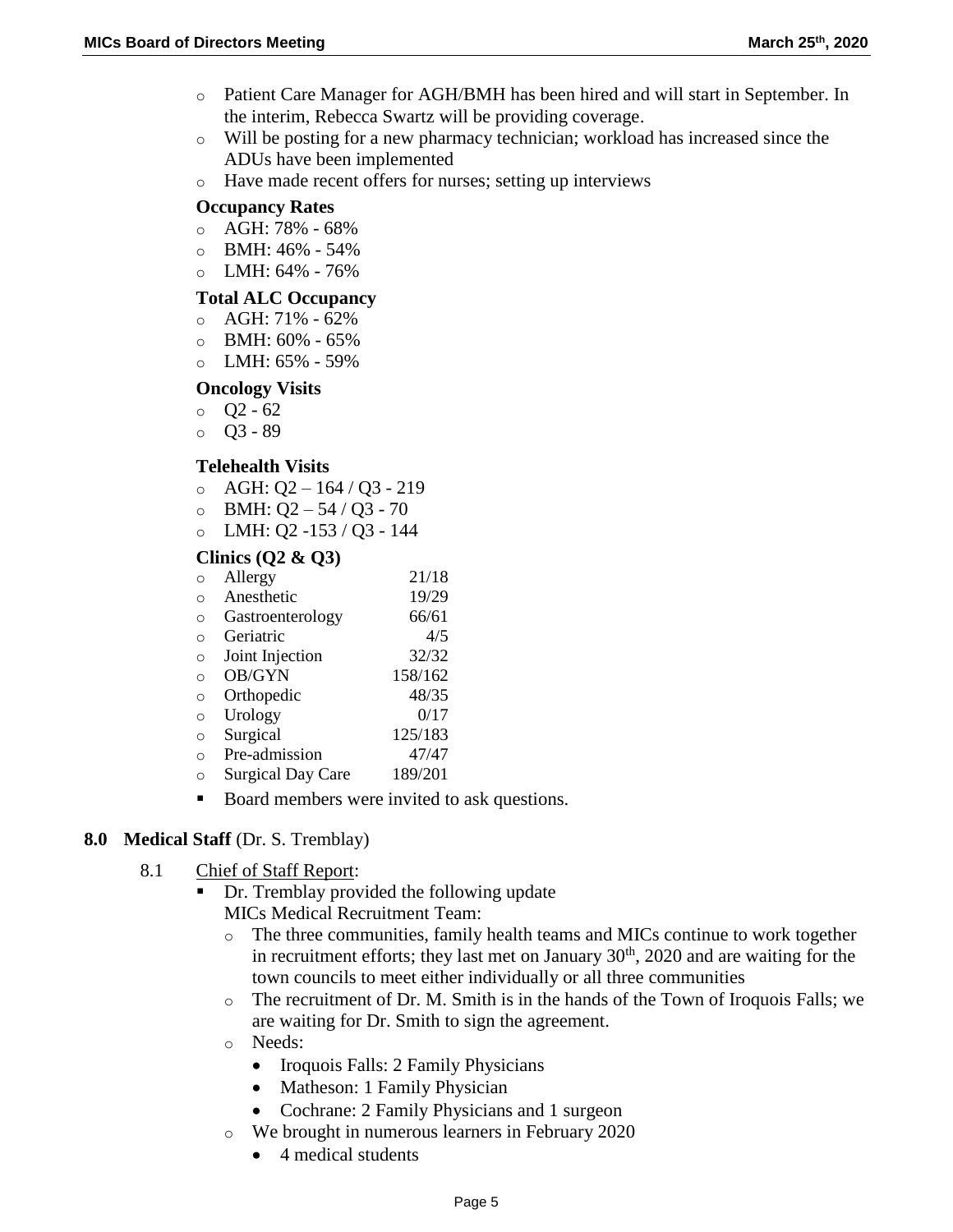- Patient Care Manager for AGH/BMH has been hired and will start in September. In the interim, Rebecca Swartz will be providing coverage.
- Will be posting for a new pharmacy technician; workload has increased since the ADUs have been implemented
- Have made recent offers for nurses; setting up interviews

**Occupancy Rates**

- AGH: 78% - 68%
- BMH: 46% - 54%
- LMH: 64% - 76%

**Total ALC Occupancy**

- AGH: 71% - 62%
- BMH: 60% - 65%
- LMH: 65% - 59%

**Oncology Visits**

- Q2 - 62
- Q3 - 89

**Telehealth Visits**

- AGH: Q2 – 164 / Q3 - 219
- BMH: Q2 – 54 / Q3 - 70
- LMH: Q2 -153 / Q3 - 144

**Clinics (Q2 & Q3)**

- Allergy 21/18
- Anesthetic 19/29
- Gastroenterology 66/61
- Geriatric 4/5
- Joint Injection 32/32
- OB/GYN 158/162
- Orthopedic 48/35
- Urology 0/17
- Surgical 125/183
- Pre-admission 47/47
- Surgical Day Care 189/201

- Board members were invited to ask questions.

**8.0 Medical Staff** (Dr. S. Tremblay)

8.1 Chief of Staff Report:

- Dr. Tremblay provided the following update
  MICs Medical Recruitment Team:
  - The three communities, family health teams and MICs continue to work together in recruitment efforts; they last met on January 30th, 2020 and are waiting for the town councils to meet either individually or all three communities
  - The recruitment of Dr. M. Smith is in the hands of the Town of Iroquois Falls; we are waiting for Dr. Smith to sign the agreement.
  - Needs:
    - Iroquois Falls: 2 Family Physicians
    - Matheson: 1 Family Physician
    - Cochrane: 2 Family Physicians and 1 surgeon
  - We brought in numerous learners in February 2020
    - 4 medical students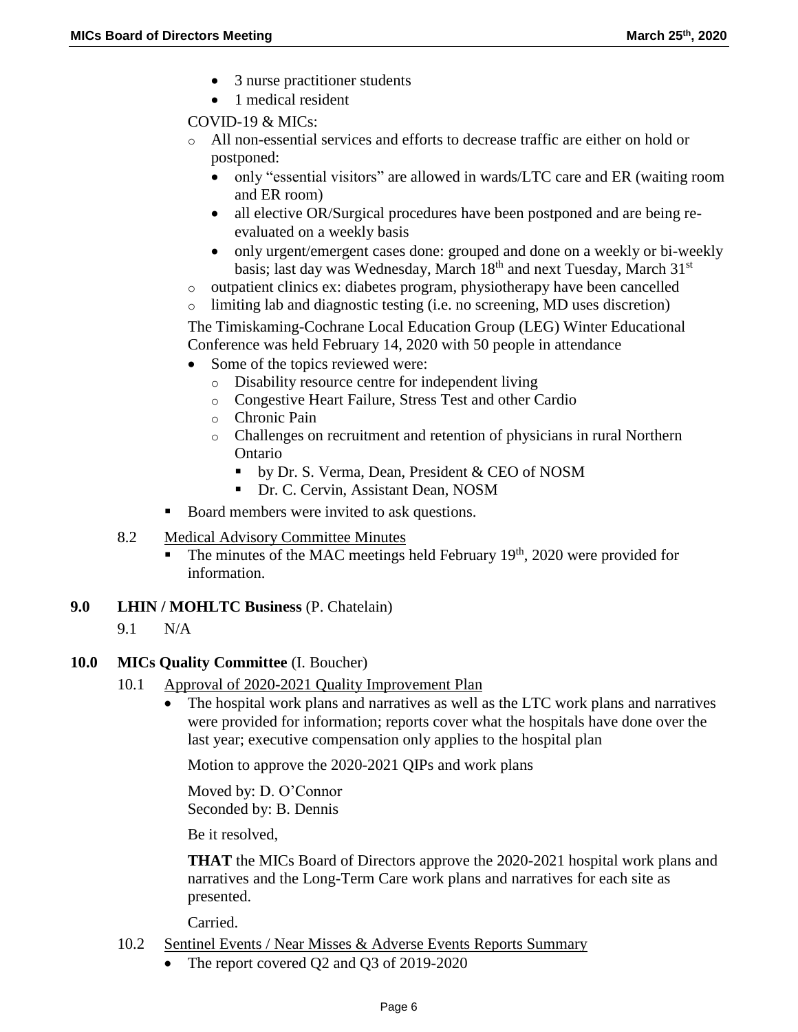- 3 nurse practitioner students
- 1 medical resident

COVID-19 & MICs:

- All non-essential services and efforts to decrease traffic are either on hold or postponed:
  - only "essential visitors" are allowed in wards/LTC care and ER (waiting room and ER room)
  - all elective OR/Surgical procedures have been postponed and are being re-evaluated on a weekly basis
  - only urgent/emergent cases done: grouped and done on a weekly or bi-weekly basis; last day was Wednesday, March 18th and next Tuesday, March 31st
- outpatient clinics ex: diabetes program, physiotherapy have been cancelled
- limiting lab and diagnostic testing (i.e. no screening, MD uses discretion)

The Timiskaming-Cochrane Local Education Group (LEG) Winter Educational Conference was held February 14, 2020 with 50 people in attendance

- Some of the topics reviewed were:
  - Disability resource centre for independent living
  - Congestive Heart Failure, Stress Test and other Cardio
  - Chronic Pain
  - Challenges on recruitment and retention of physicians in rural Northern Ontario
    - by Dr. S. Verma, Dean, President & CEO of NOSM
    - Dr. C. Cervin, Assistant Dean, NOSM

- Board members were invited to ask questions.

8.2 Medical Advisory Committee Minutes

- The minutes of the MAC meetings held February 19th, 2020 were provided for information.

**9.0 LHIN / MOHLTC Business** (P. Chatelain)

9.1 N/A

**10.0 MICs Quality Committee** (I. Boucher)

10.1 Approval of 2020-2021 Quality Improvement Plan

- The hospital work plans and narratives as well as the LTC work plans and narratives were provided for information; reports cover what the hospitals have done over the last year; executive compensation only applies to the hospital plan

Motion to approve the 2020-2021 QIPs and work plans

Moved by: D. O'Connor
Seconded by: B. Dennis

Be it resolved,

**THAT** the MICs Board of Directors approve the 2020-2021 hospital work plans and narratives and the Long-Term Care work plans and narratives for each site as presented.

Carried.

10.2 Sentinel Events / Near Misses & Adverse Events Reports Summary

- The report covered Q2 and Q3 of 2019-2020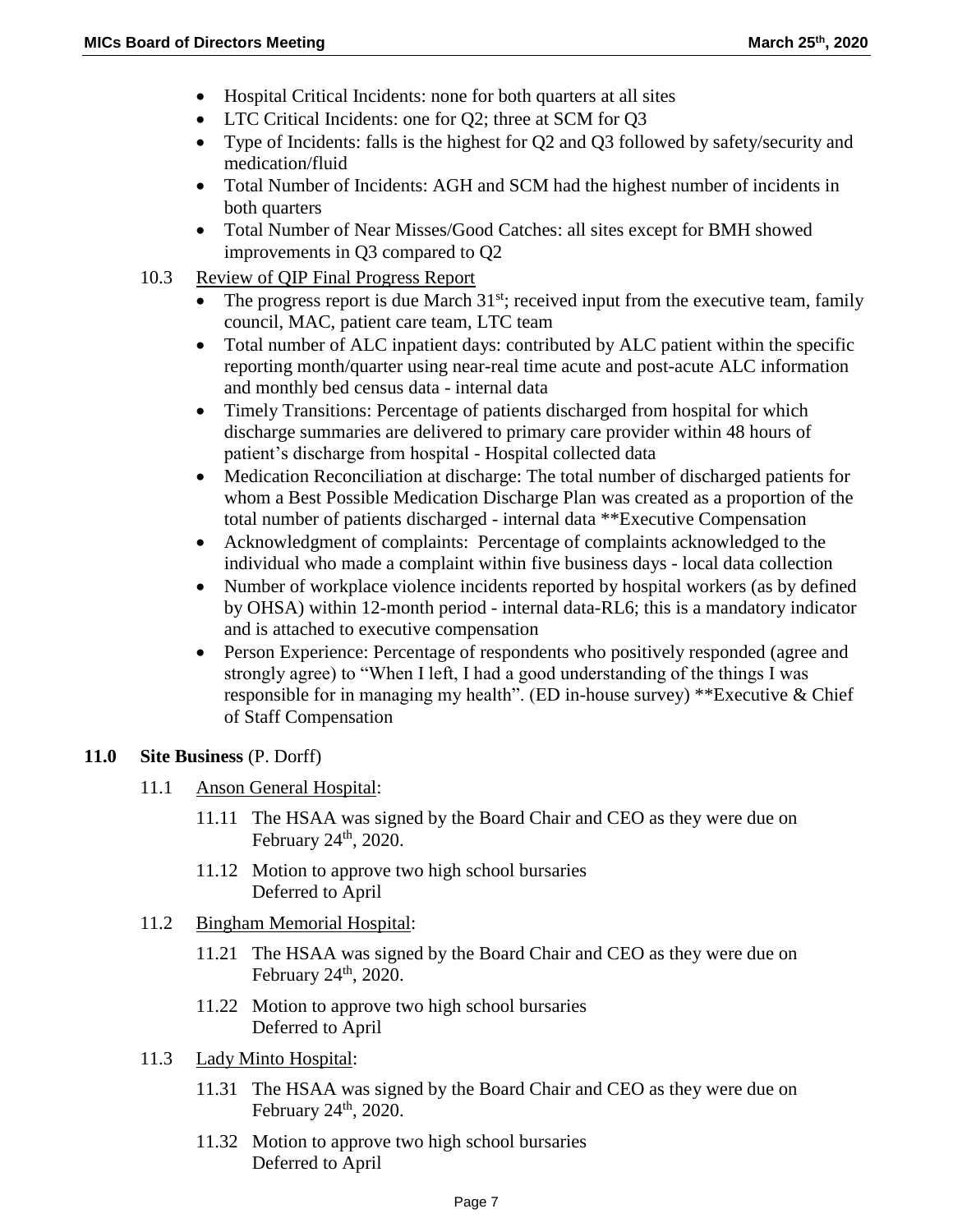- Hospital Critical Incidents: none for both quarters at all sites
- LTC Critical Incidents: one for Q2; three at SCM for Q3
- Type of Incidents: falls is the highest for Q2 and Q3 followed by safety/security and medication/fluid
- Total Number of Incidents: AGH and SCM had the highest number of incidents in both quarters
- Total Number of Near Misses/Good Catches: all sites except for BMH showed improvements in Q3 compared to Q2

10.3 Review of QIP Final Progress Report

- The progress report is due March 31st; received input from the executive team, family council, MAC, patient care team, LTC team
- Total number of ALC inpatient days: contributed by ALC patient within the specific reporting month/quarter using near-real time acute and post-acute ALC information and monthly bed census data - internal data
- Timely Transitions: Percentage of patients discharged from hospital for which discharge summaries are delivered to primary care provider within 48 hours of patient's discharge from hospital - Hospital collected data
- Medication Reconciliation at discharge: The total number of discharged patients for whom a Best Possible Medication Discharge Plan was created as a proportion of the total number of patients discharged - internal data **Executive Compensation
- Acknowledgment of complaints: Percentage of complaints acknowledged to the individual who made a complaint within five business days - local data collection
- Number of workplace violence incidents reported by hospital workers (as by defined by OHSA) within 12-month period - internal data-RL6; this is a mandatory indicator and is attached to executive compensation
- Person Experience: Percentage of respondents who positively responded (agree and strongly agree) to "When I left, I had a good understanding of the things I was responsible for in managing my health". (ED in-house survey) **Executive & Chief of Staff Compensation

**11.0 Site Business** (P. Dorff)

11.1 Anson General Hospital:

11.11 The HSAA was signed by the Board Chair and CEO as they were due on February 24th, 2020.

11.12 Motion to approve two high school bursaries
Deferred to April

11.2 Bingham Memorial Hospital:

11.21 The HSAA was signed by the Board Chair and CEO as they were due on February 24th, 2020.

11.22 Motion to approve two high school bursaries
Deferred to April

11.3 Lady Minto Hospital:

11.31 The HSAA was signed by the Board Chair and CEO as they were due on February 24th, 2020.

11.32 Motion to approve two high school bursaries
Deferred to April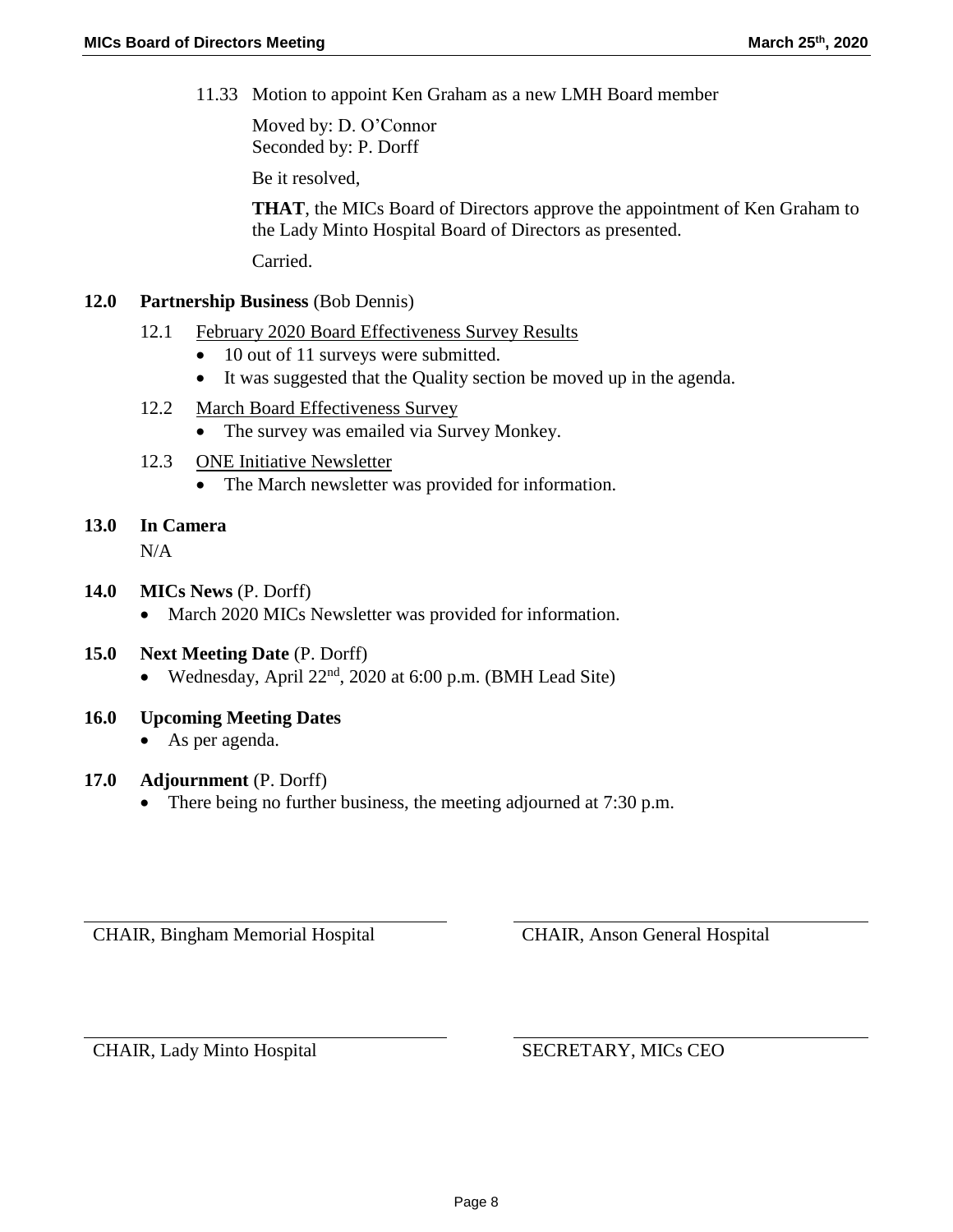11.33 Motion to appoint Ken Graham as a new LMH Board member

Moved by: D. O'Connor
Seconded by: P. Dorff

Be it resolved,

**THAT**, the MICs Board of Directors approve the appointment of Ken Graham to the Lady Minto Hospital Board of Directors as presented.

Carried.

**12.0 Partnership Business** (Bob Dennis)

12.1 February 2020 Board Effectiveness Survey Results

- 10 out of 11 surveys were submitted.
- It was suggested that the Quality section be moved up in the agenda.

12.2 March Board Effectiveness Survey

- The survey was emailed via Survey Monkey.

12.3 ONE Initiative Newsletter

- The March newsletter was provided for information.

**13.0 In Camera**

N/A

**14.0 MICs News** (P. Dorff)

- March 2020 MICs Newsletter was provided for information.

**15.0 Next Meeting Date** (P. Dorff)

- Wednesday, April 22nd, 2020 at 6:00 p.m. (BMH Lead Site)

**16.0 Upcoming Meeting Dates**

- As per agenda.

**17.0 Adjournment** (P. Dorff)

- There being no further business, the meeting adjourned at 7:30 p.m.

CHAIR, Bingham Memorial Hospital

CHAIR, Anson General Hospital

CHAIR, Lady Minto Hospital

SECRETARY, MICs CEO